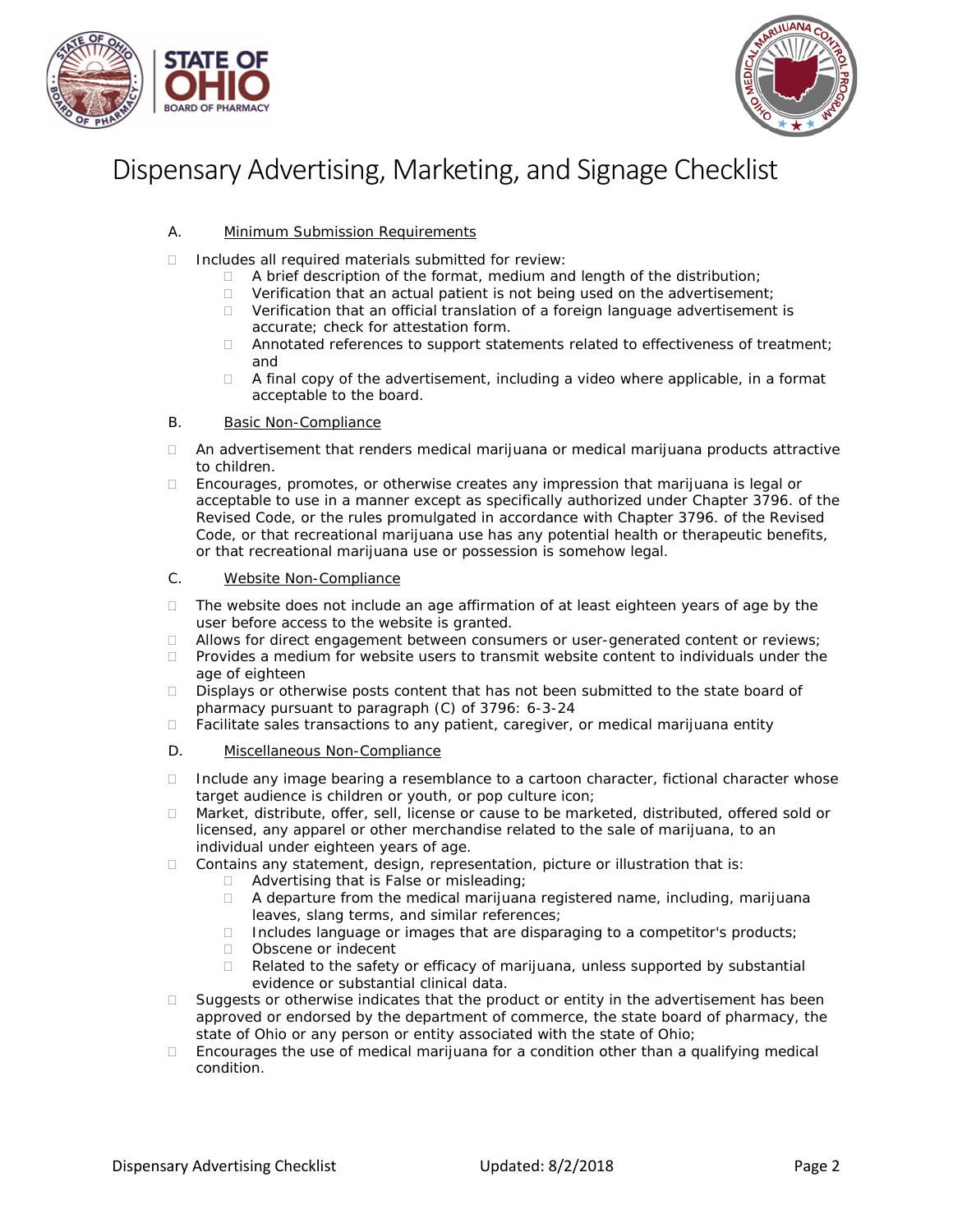# Dispensary Advertising, Marketing, and Signage Checklist

A. Minimum Submission Requirements

- ☐ Includes all required materials submitted for review:
  - ☐ A brief description of the format, medium and length of the distribution;
  - ☐ Verification that an actual patient is not being used on the advertisement;
  - ☐ Verification that an official translation of a foreign language advertisement is accurate; check for attestation form.
  - ☐ Annotated references to support statements related to effectiveness of treatment; and
  - ☐ A final copy of the advertisement, including a video where applicable, in a format acceptable to the board.

B. Basic Non-Compliance

- ☐ An advertisement that renders medical marijuana or medical marijuana products attractive to children.
- ☐ Encourages, promotes, or otherwise creates any impression that marijuana is legal or acceptable to use in a manner except as specifically authorized under Chapter 3796. of the Revised Code, or the rules promulgated in accordance with Chapter 3796. of the Revised Code, or that recreational marijuana use has any potential health or therapeutic benefits, or that recreational marijuana use or possession is somehow legal.

C. Website Non-Compliance

- ☐ The website does not include an age affirmation of at least eighteen years of age by the user before access to the website is granted.
- ☐ Allows for direct engagement between consumers or user-generated content or reviews;
- ☐ Provides a medium for website users to transmit website content to individuals under the age of eighteen
- ☐ Displays or otherwise posts content that has not been submitted to the state board of pharmacy pursuant to paragraph (C) of 3796: 6-3-24
- ☐ Facilitate sales transactions to any patient, caregiver, or medical marijuana entity

D. Miscellaneous Non-Compliance

- ☐ Include any image bearing a resemblance to a cartoon character, fictional character whose target audience is children or youth, or pop culture icon;
- ☐ Market, distribute, offer, sell, license or cause to be marketed, distributed, offered sold or licensed, any apparel or other merchandise related to the sale of marijuana, to an individual under eighteen years of age.
- ☐ Contains any statement, design, representation, picture or illustration that is:
  - ☐ Advertising that is False or misleading;
  - ☐ A departure from the medical marijuana registered name, including, marijuana leaves, slang terms, and similar references;
  - ☐ Includes language or images that are disparaging to a competitor's products;
  - ☐ Obscene or indecent
  - ☐ Related to the safety or efficacy of marijuana, unless supported by substantial evidence or substantial clinical data.
- ☐ Suggests or otherwise indicates that the product or entity in the advertisement has been approved or endorsed by the department of commerce, the state board of pharmacy, the state of Ohio or any person or entity associated with the state of Ohio;
- ☐ Encourages the use of medical marijuana for a condition other than a qualifying medical condition.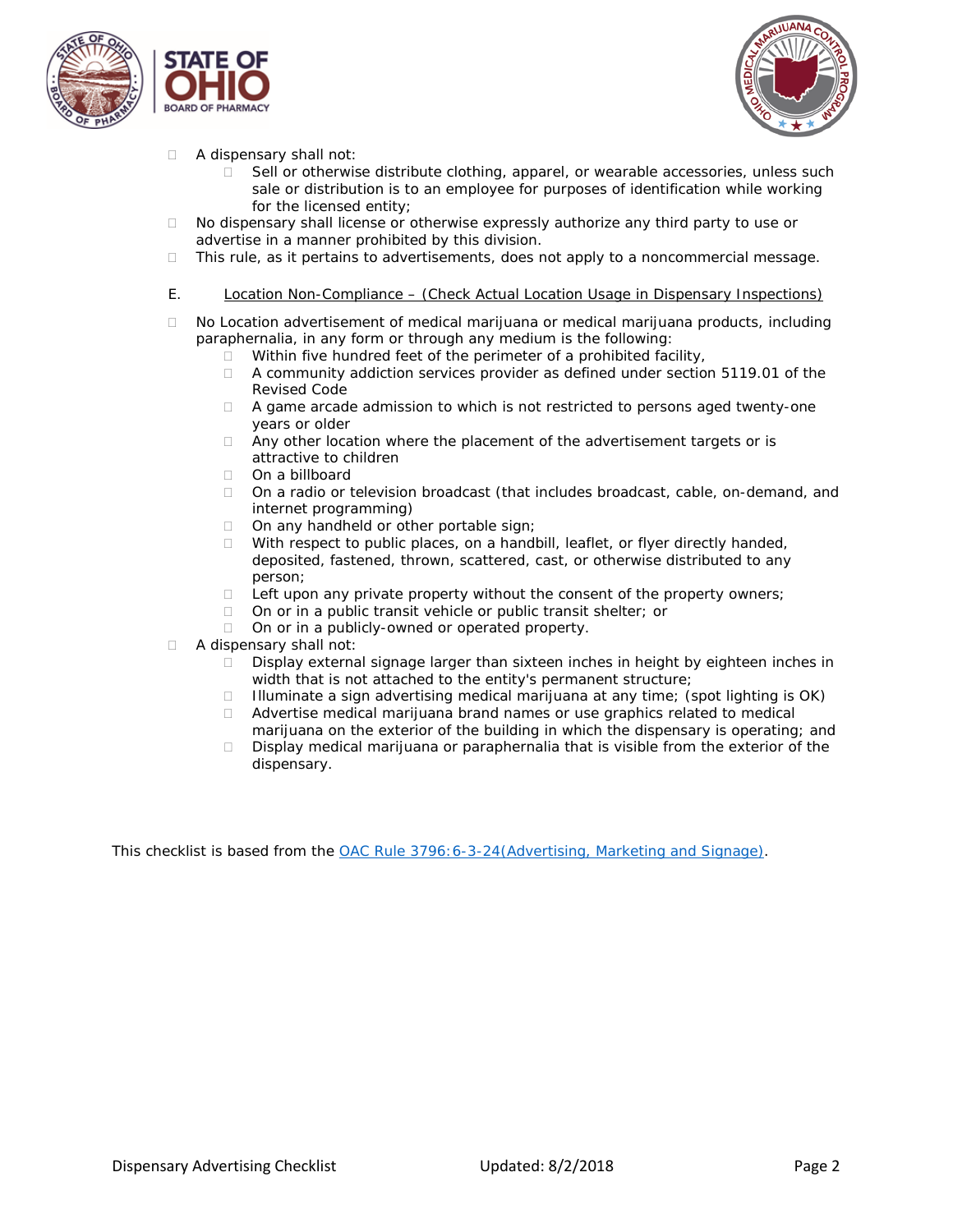- A dispensary shall not:
  - Sell or otherwise distribute clothing, apparel, or wearable accessories, unless such sale or distribution is to an employee for purposes of identification while working for the licensed entity;
- No dispensary shall license or otherwise expressly authorize any third party to use or advertise in a manner prohibited by this division.
- This rule, as it pertains to advertisements, does not apply to a noncommercial message.

E. Location Non-Compliance – (Check Actual Location Usage in Dispensary Inspections)

- No Location advertisement of medical marijuana or medical marijuana products, including paraphernalia, in any form or through any medium is the following:
  - Within five hundred feet of the perimeter of a prohibited facility,
  - A community addiction services provider as defined under section 5119.01 of the Revised Code
  - A game arcade admission to which is not restricted to persons aged twenty-one years or older
  - Any other location where the placement of the advertisement targets or is attractive to children
  - On a billboard
  - On a radio or television broadcast (that includes broadcast, cable, on-demand, and internet programming)
  - On any handheld or other portable sign;
  - With respect to public places, on a handbill, leaflet, or flyer directly handed, deposited, fastened, thrown, scattered, cast, or otherwise distributed to any person;
  - Left upon any private property without the consent of the property owners;
  - On or in a public transit vehicle or public transit shelter; or
  - On or in a publicly-owned or operated property.
- A dispensary shall not:
  - Display external signage larger than sixteen inches in height by eighteen inches in width that is not attached to the entity's permanent structure;
  - Illuminate a sign advertising medical marijuana at any time; (spot lighting is OK)
  - Advertise medical marijuana brand names or use graphics related to medical marijuana on the exterior of the building in which the dispensary is operating; and
  - Display medical marijuana or paraphernalia that is visible from the exterior of the dispensary.

This checklist is based from the [OAC Rule 3796:6-3-24(Advertising, Marketing and Signage)].